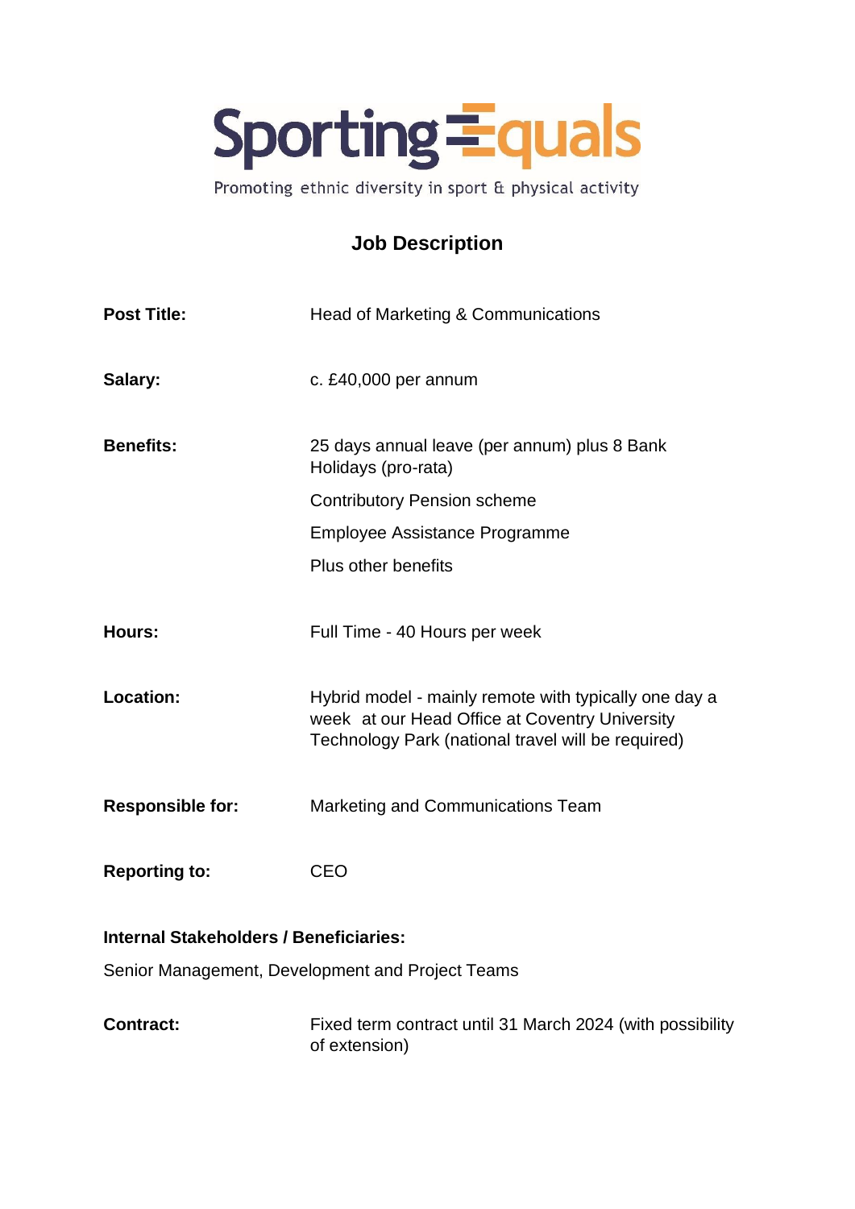Sporting Equals

Promoting ethnic diversity in sport & physical activity

# Job Description

| | |
|---|---|
| **Post Title:** | Head of Marketing & Communications |
| **Salary:** | c. £40,000 per annum |
| **Benefits:** | 25 days annual leave (per annum) plus 8 Bank Holidays (pro-rata)<br>Contributory Pension scheme<br>Employee Assistance Programme<br>Plus other benefits |
| **Hours:** | Full Time - 40 Hours per week |
| **Location:** | Hybrid model - mainly remote with typically one day a week at our Head Office at Coventry University Technology Park (national travel will be required) |
| **Responsible for:** | Marketing and Communications Team |
| **Reporting to:** | CEO |

**Internal Stakeholders / Beneficiaries:**

Senior Management, Development and Project Teams

| | |
|---|---|
| **Contract:** | Fixed term contract until 31 March 2024 (with possibility of extension) |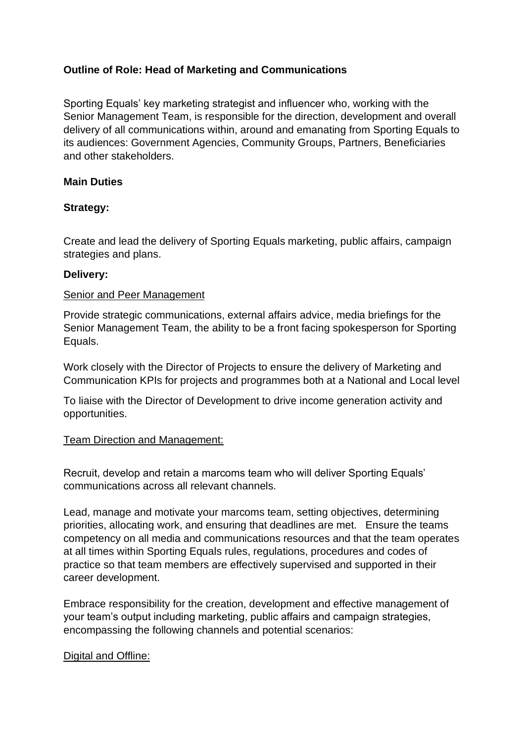**Outline of Role: Head of Marketing and Communications**

Sporting Equals' key marketing strategist and influencer who, working with the Senior Management Team, is responsible for the direction, development and overall delivery of all communications within, around and emanating from Sporting Equals to its audiences: Government Agencies, Community Groups, Partners, Beneficiaries and other stakeholders.

**Main Duties**

**Strategy:**

Create and lead the delivery of Sporting Equals marketing, public affairs, campaign strategies and plans.

**Delivery:**

<u>Senior and Peer Management</u>

Provide strategic communications, external affairs advice, media briefings for the Senior Management Team, the ability to be a front facing spokesperson for Sporting Equals.

Work closely with the Director of Projects to ensure the delivery of Marketing and Communication KPIs for projects and programmes both at a National and Local level

To liaise with the Director of Development to drive income generation activity and opportunities.

<u>Team Direction and Management:</u>

Recruit, develop and retain a marcoms team who will deliver Sporting Equals' communications across all relevant channels.

Lead, manage and motivate your marcoms team, setting objectives, determining priorities, allocating work, and ensuring that deadlines are met. Ensure the teams competency on all media and communications resources and that the team operates at all times within Sporting Equals rules, regulations, procedures and codes of practice so that team members are effectively supervised and supported in their career development.

Embrace responsibility for the creation, development and effective management of your team's output including marketing, public affairs and campaign strategies, encompassing the following channels and potential scenarios:

<u>Digital and Offline:</u>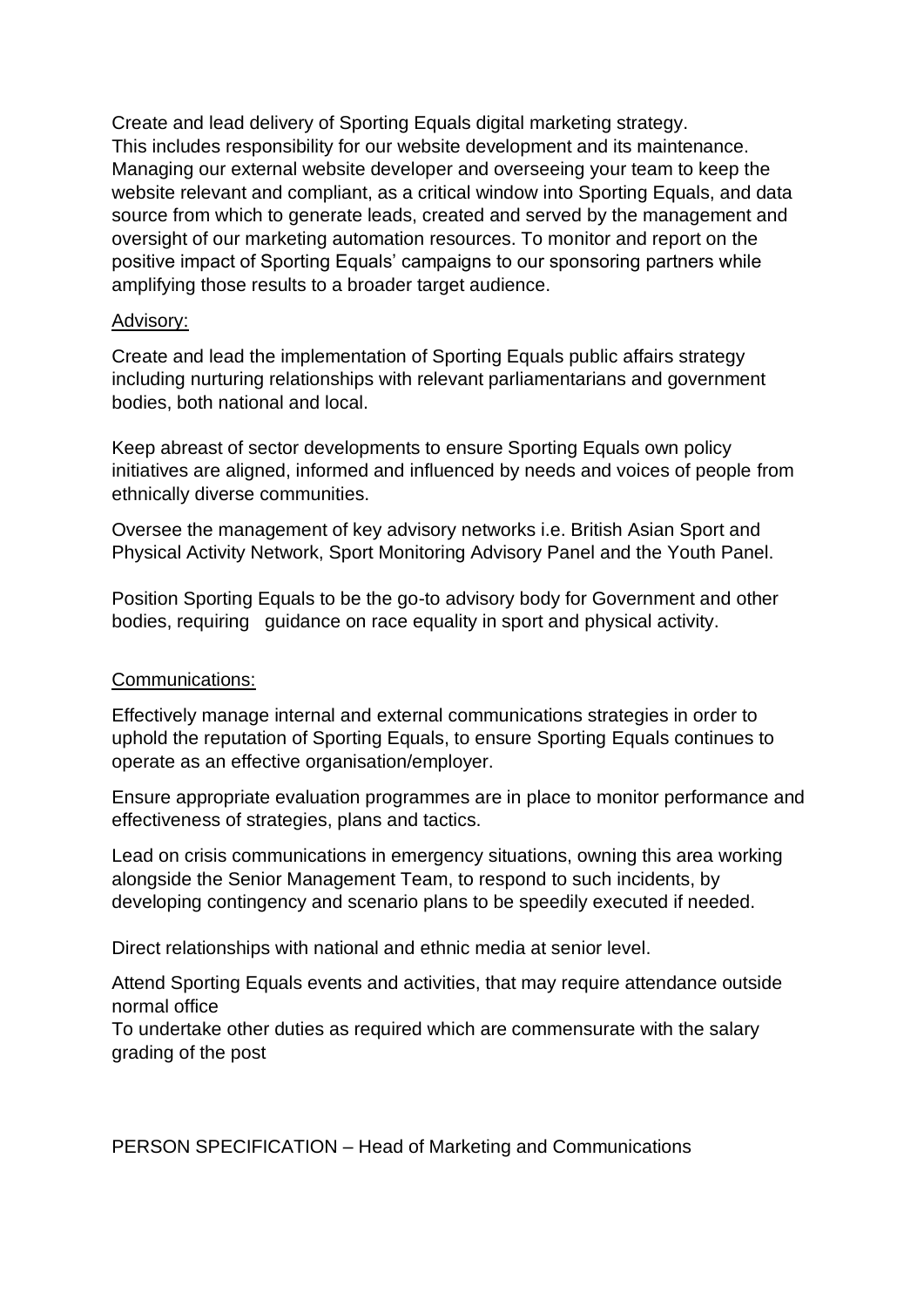Create and lead delivery of Sporting Equals digital marketing strategy.
This includes responsibility for our website development and its maintenance. Managing our external website developer and overseeing your team to keep the website relevant and compliant, as a critical window into Sporting Equals, and data source from which to generate leads, created and served by the management and oversight of our marketing automation resources. To monitor and report on the positive impact of Sporting Equals' campaigns to our sponsoring partners while amplifying those results to a broader target audience.

<u>Advisory:</u>

Create and lead the implementation of Sporting Equals public affairs strategy including nurturing relationships with relevant parliamentarians and government bodies, both national and local.

Keep abreast of sector developments to ensure Sporting Equals own policy initiatives are aligned, informed and influenced by needs and voices of people from ethnically diverse communities.

Oversee the management of key advisory networks i.e. British Asian Sport and Physical Activity Network, Sport Monitoring Advisory Panel and the Youth Panel.

Position Sporting Equals to be the go-to advisory body for Government and other bodies, requiring guidance on race equality in sport and physical activity.

<u>Communications:</u>

Effectively manage internal and external communications strategies in order to uphold the reputation of Sporting Equals, to ensure Sporting Equals continues to operate as an effective organisation/employer.

Ensure appropriate evaluation programmes are in place to monitor performance and effectiveness of strategies, plans and tactics.

Lead on crisis communications in emergency situations, owning this area working alongside the Senior Management Team, to respond to such incidents, by developing contingency and scenario plans to be speedily executed if needed.

Direct relationships with national and ethnic media at senior level.

Attend Sporting Equals events and activities, that may require attendance outside normal office
To undertake other duties as required which are commensurate with the salary grading of the post

PERSON SPECIFICATION – Head of Marketing and Communications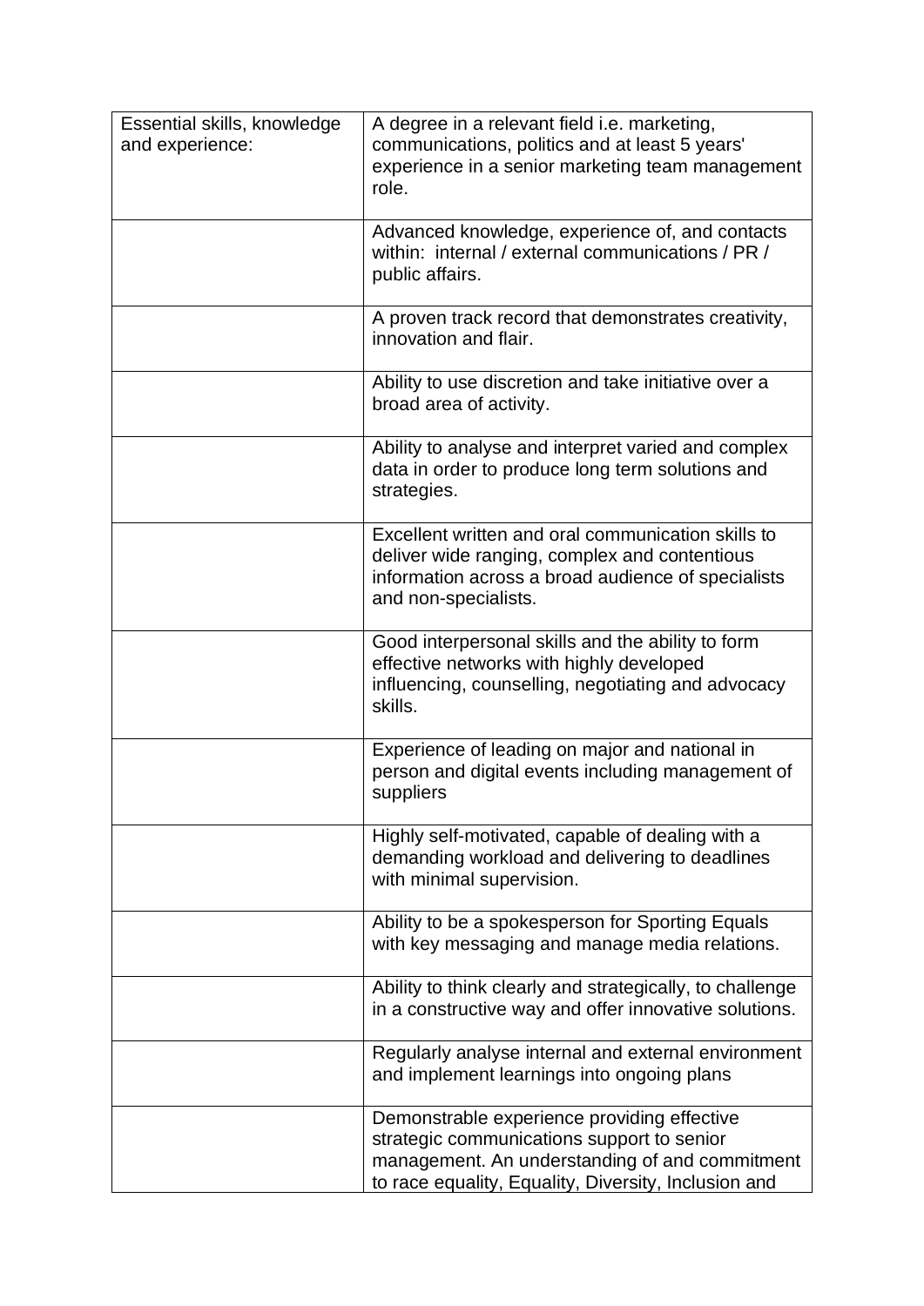| | |
|---|---|
| Essential skills, knowledge and experience: | A degree in a relevant field i.e. marketing, communications, politics and at least 5 years' experience in a senior marketing team management role. |
| | Advanced knowledge, experience of, and contacts within: internal / external communications / PR / public affairs. |
| | A proven track record that demonstrates creativity, innovation and flair. |
| | Ability to use discretion and take initiative over a broad area of activity. |
| | Ability to analyse and interpret varied and complex data in order to produce long term solutions and strategies. |
| | Excellent written and oral communication skills to deliver wide ranging, complex and contentious information across a broad audience of specialists and non-specialists. |
| | Good interpersonal skills and the ability to form effective networks with highly developed influencing, counselling, negotiating and advocacy skills. |
| | Experience of leading on major and national in person and digital events including management of suppliers |
| | Highly self-motivated, capable of dealing with a demanding workload and delivering to deadlines with minimal supervision. |
| | Ability to be a spokesperson for Sporting Equals with key messaging and manage media relations. |
| | Ability to think clearly and strategically, to challenge in a constructive way and offer innovative solutions. |
| | Regularly analyse internal and external environment and implement learnings into ongoing plans |
| | Demonstrable experience providing effective strategic communications support to senior management. An understanding of and commitment to race equality, Equality, Diversity, Inclusion and |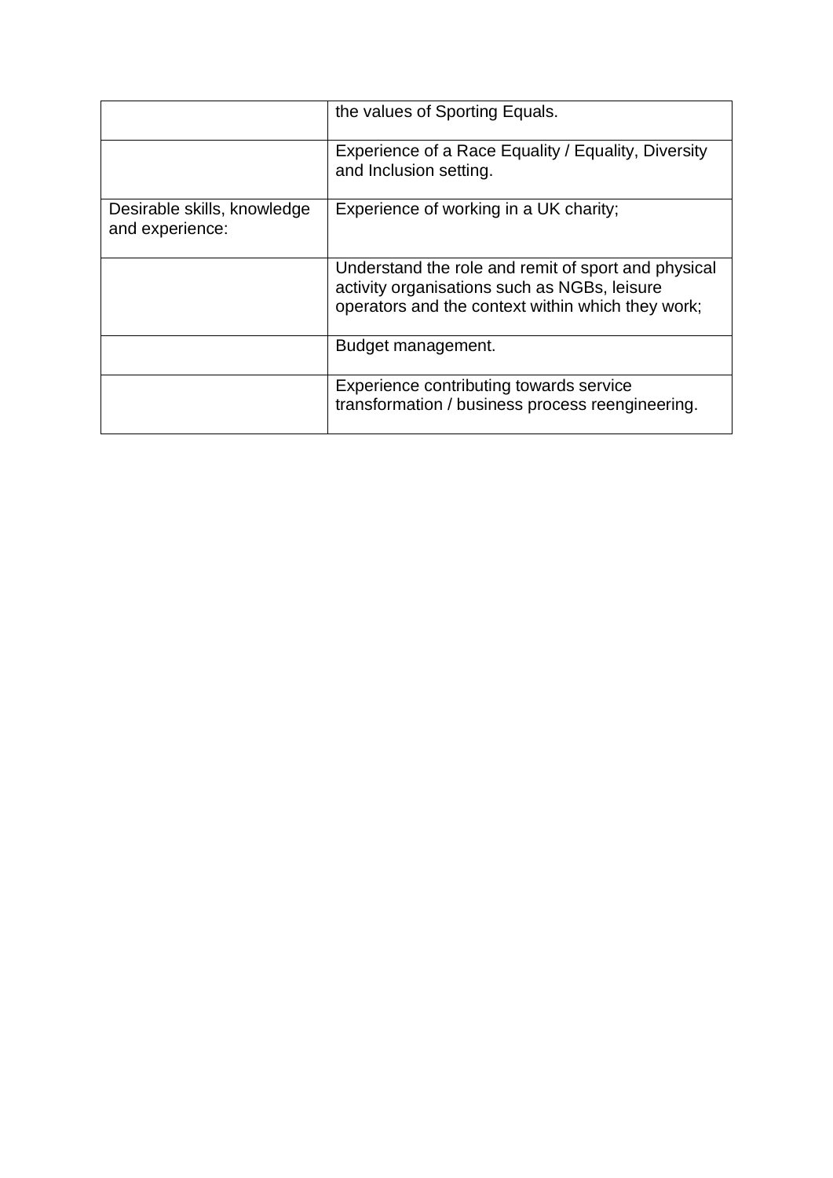| | |
|---|---|
| | the values of Sporting Equals. |
| | Experience of a Race Equality / Equality, Diversity and Inclusion setting. |
| Desirable skills, knowledge and experience: | Experience of working in a UK charity; |
| | Understand the role and remit of sport and physical activity organisations such as NGBs, leisure operators and the context within which they work; |
| | Budget management. |
| | Experience contributing towards service transformation / business process reengineering. |